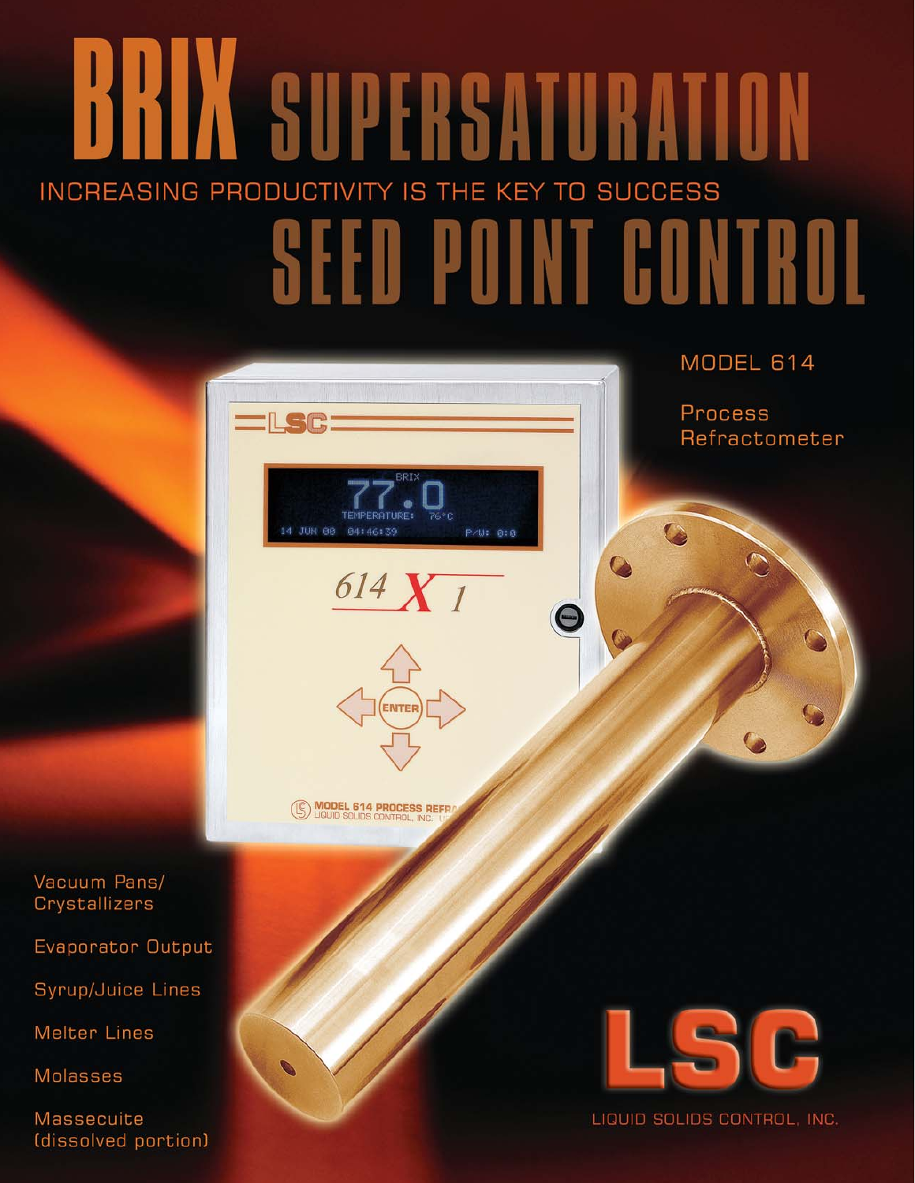# BRIX SUPERSATURATION

INCREASING PRODUCTIVITY IS THE KEY TO SUCCESS

# SEED POINT CONTROL

MODEL 614

Process Refractometer

- Vacuum Pans/ Crystallizers
- Evaporator Output
- Syrup/Juice Lines
- Melter Lines
- Molasses
- Massecuite (dissolved portion)

LSC

LIQUID SOLIDS CONTROL, INC.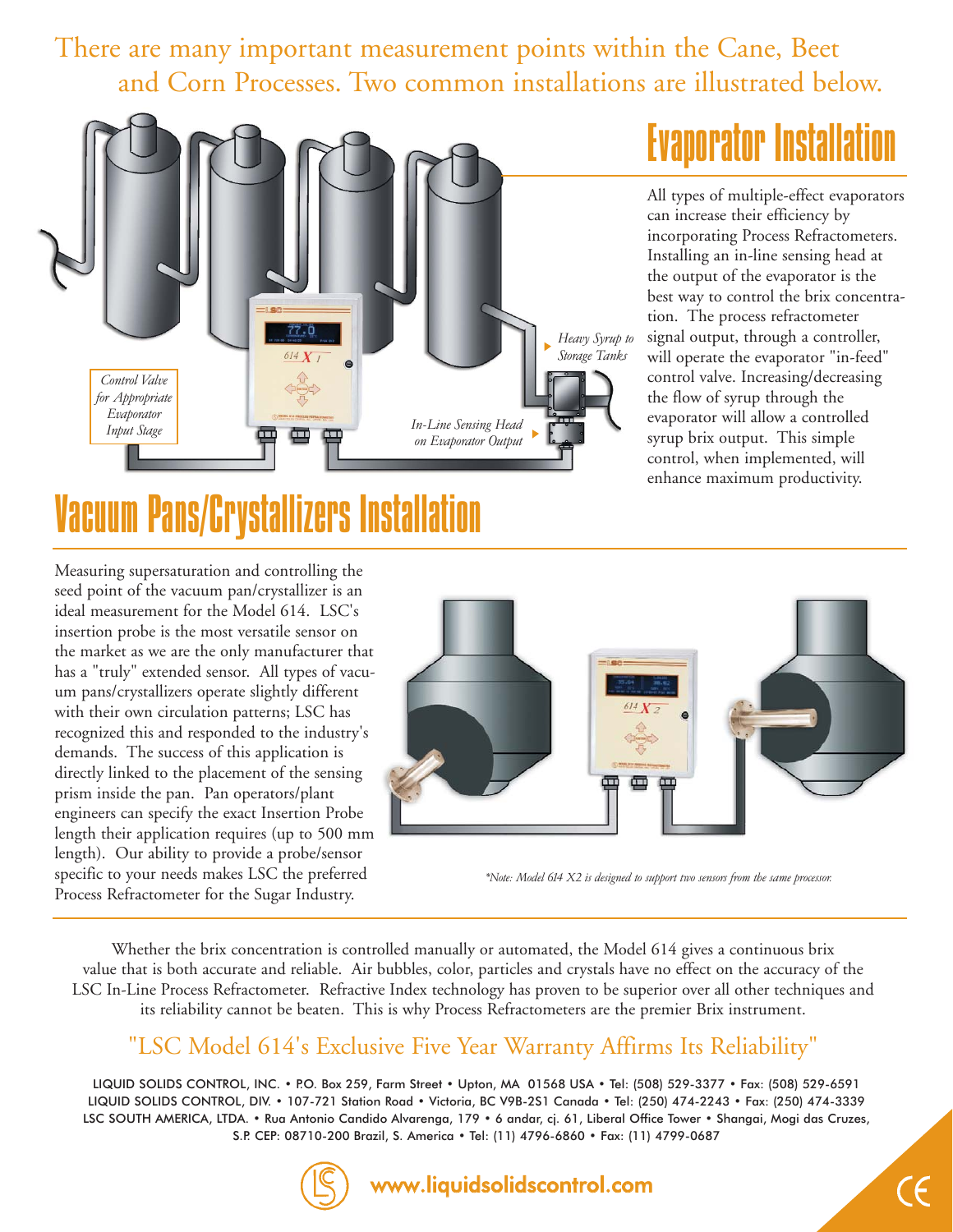There are many important measurement points within the Cane, Beet and Corn Processes. Two common installations are illustrated below.

Control Valve for Appropriate Evaporator Input Stage

614 X 1

Heavy Syrup to Storage Tanks

In-Line Sensing Head on Evaporator Output

## Evaporator Installation

All types of multiple-effect evaporators can increase their efficiency by incorporating Process Refractometers. Installing an in-line sensing head at the output of the evaporator is the best way to control the brix concentration. The process refractometer signal output, through a controller, will operate the evaporator "in-feed" control valve. Increasing/decreasing the flow of syrup through the evaporator will allow a controlled syrup brix output. This simple control, when implemented, will enhance maximum productivity.

## Vacuum Pans/Crystallizers Installation

Measuring supersaturation and controlling the seed point of the vacuum pan/crystallizer is an ideal measurement for the Model 614. LSC's insertion probe is the most versatile sensor on the market as we are the only manufacturer that has a "truly" extended sensor. All types of vacuum pans/crystallizers operate slightly different with their own circulation patterns; LSC has recognized this and responded to the industry's demands. The success of this application is directly linked to the placement of the sensing prism inside the pan. Pan operators/plant engineers can specify the exact Insertion Probe length their application requires (up to 500 mm length). Our ability to provide a probe/sensor specific to your needs makes LSC the preferred Process Refractometer for the Sugar Industry.

614 X 2

*\*Note: Model 614 X2 is designed to support two sensors from the same processor.*

Whether the brix concentration is controlled manually or automated, the Model 614 gives a continuous brix value that is both accurate and reliable. Air bubbles, color, particles and crystals have no effect on the accuracy of the LSC In-Line Process Refractometer. Refractive Index technology has proven to be superior over all other techniques and its reliability cannot be beaten. This is why Process Refractometers are the premier Brix instrument.

### "LSC Model 614's Exclusive Five Year Warranty Affirms Its Reliability"

LIQUID SOLIDS CONTROL, INC. • P.O. Box 259, Farm Street • Upton, MA 01568 USA • Tel: (508) 529-3377 • Fax: (508) 529-6591
LIQUID SOLIDS CONTROL, DIV. • 107-721 Station Road • Victoria, BC V9B-2S1 Canada • Tel: (250) 474-2243 • Fax: (250) 474-3339
LSC SOUTH AMERICA, LTDA. • Rua Antonio Candido Alvarenga, 179 • 6 andar, cj. 61, Liberal Office Tower • Shangai, Mogi das Cruzes, S.P. CEP: 08710-200 Brazil, S. America • Tel: (11) 4796-6860 • Fax: (11) 4799-0687

www.liquidsolidscontrol.com

CE